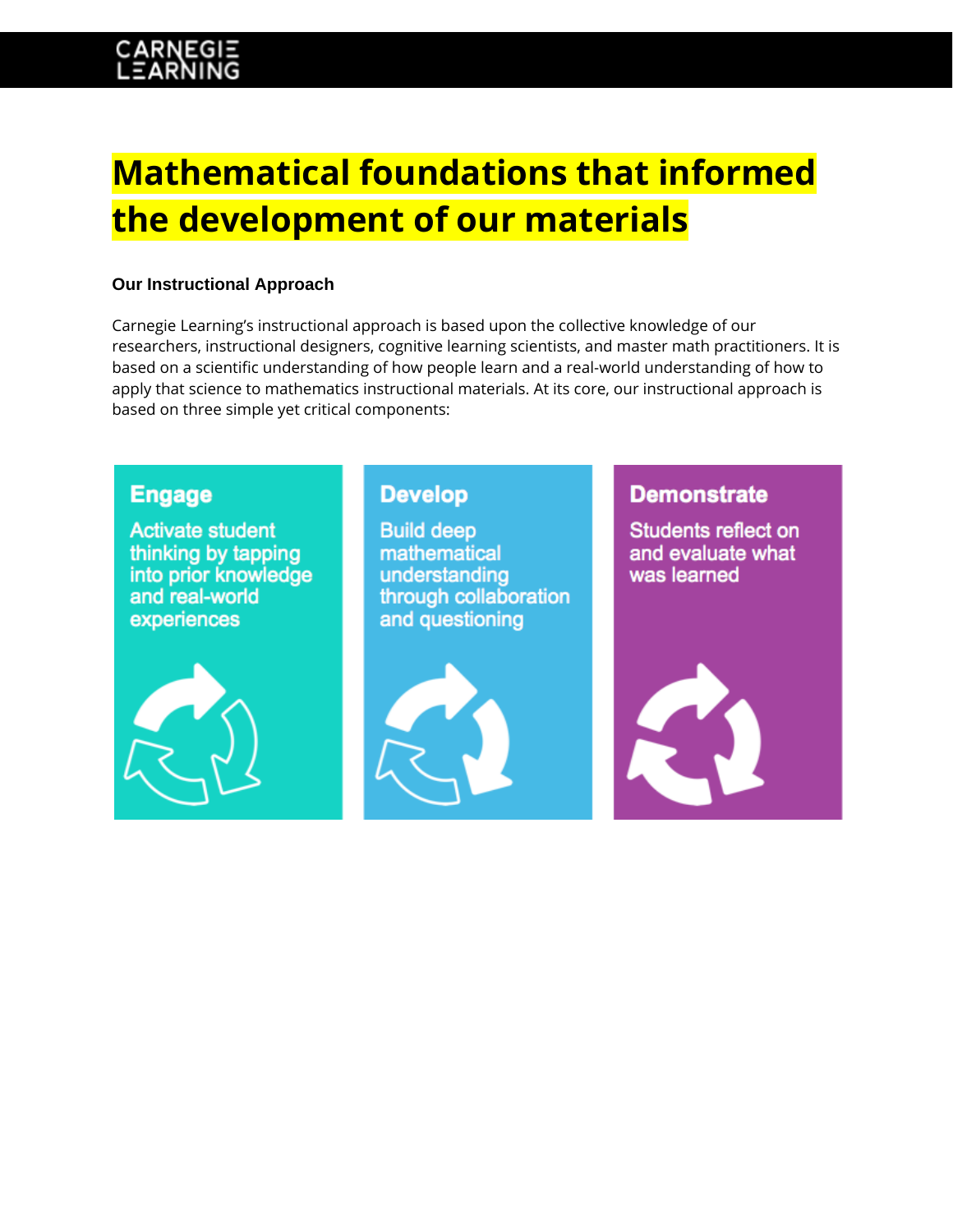# Mathematical foundations that informed the development of our materials

### Our Instructional Approach

Carnegie Learning's instructional approach is based upon the collective knowledge of our researchers, instructional designers, cognitive learning scientists, and master math practitioners. It is based on a scientific understanding of how people learn and a real-world understanding of how to apply that science to mathematics instructional materials. At its core, our instructional approach is based on three simple yet critical components:

**Engage**
Activate student thinking by tapping into prior knowledge and real-world experiences

**Develop**
Build deep mathematical understanding through collaboration and questioning

**Demonstrate**
Students reflect on and evaluate what was learned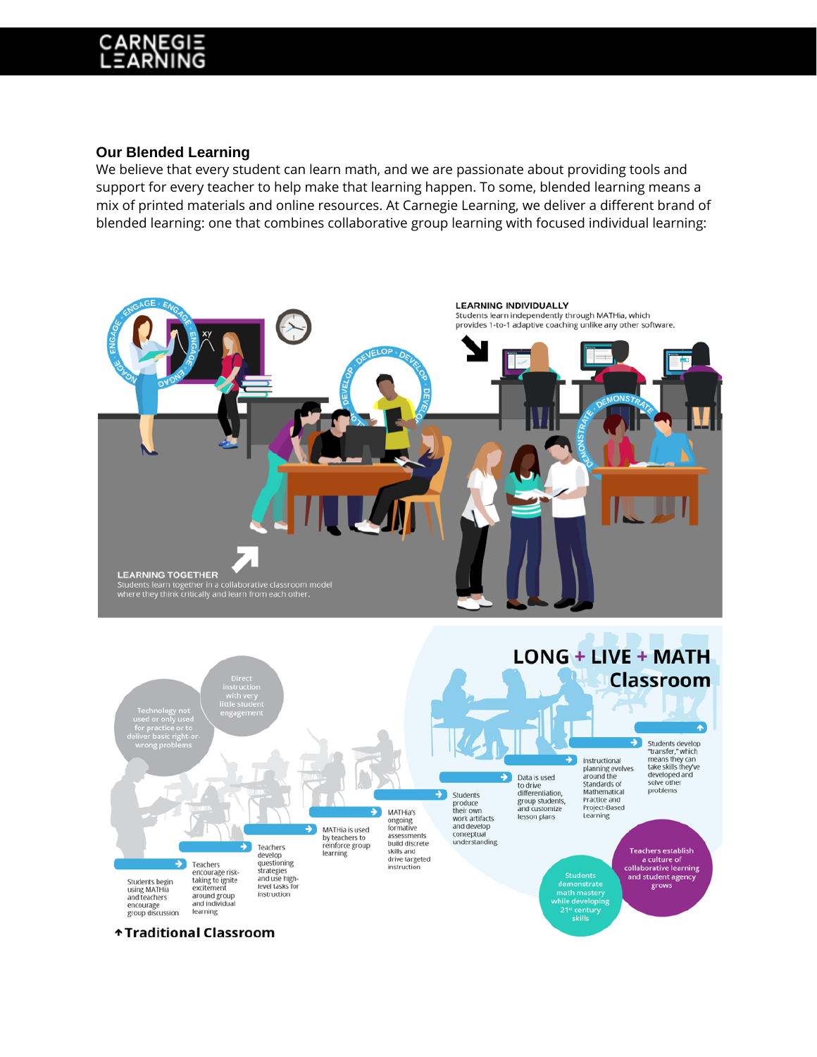## Our Blended Learning

We believe that every student can learn math, and we are passionate about providing tools and support for every teacher to help make that learning happen. To some, blended learning means a mix of printed materials and online resources. At Carnegie Learning, we deliver a different brand of blended learning: one that combines collaborative group learning with focused individual learning:

**LEARNING INDIVIDUALLY**
Students learn independently through MATHia, which provides 1-to-1 adaptive coaching unlike any other software.

**LEARNING TOGETHER**
Students learn together in a collaborative classroom model where they think critically and learn from each other.

ENGAGE · DEVELOP · DEMONSTRATE

**LONG + LIVE + MATH Classroom**

- Direct instruction with very little student engagement
- Technology not used or only used for practice or to deliver basic right-or-wrong problems

1. Students begin using MATHia and teachers encourage group discussion
2. Teachers encourage risk-taking to ignite excitement around group and individual learning
3. Teachers develop questioning strategies and use high-level tasks for instruction
4. MATHia is used by teachers to reinforce group learning
5. MATHia's ongoing formative assessments build discrete skills and drive targeted instruction
6. Students produce their own work artifacts and develop conceptual understanding
7. Data is used to drive differentiation, group students, and customize lesson plans
8. Instructional planning evolves around the Standards of Mathematical Practice and Project-Based Learning
9. Students develop "transfer," which means they can take skills they've developed and solve other problems

- Teachers establish a culture of collaborative learning and student agency grows
- Students demonstrate math mastery while developing 21st century skills

**↑Traditional Classroom**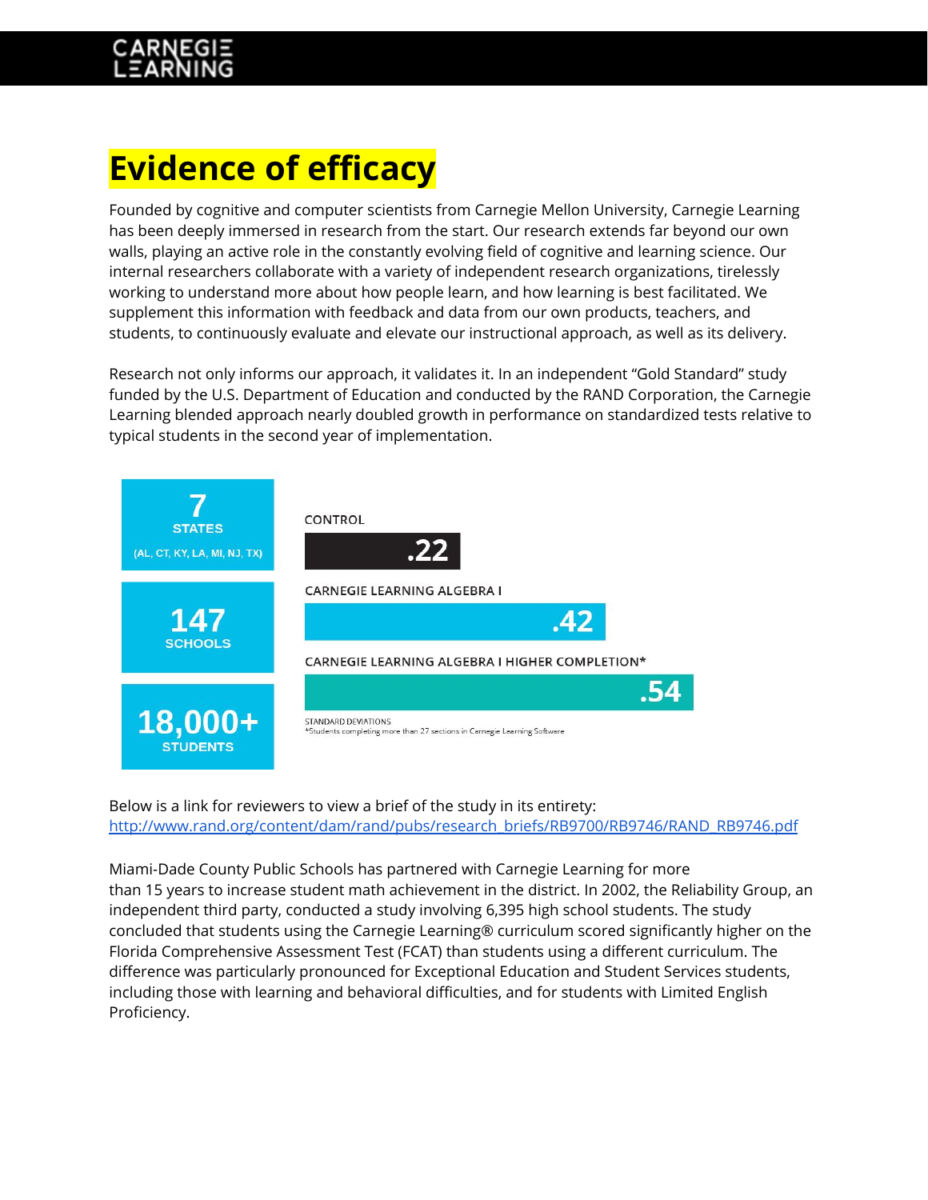# Evidence of efficacy

Founded by cognitive and computer scientists from Carnegie Mellon University, Carnegie Learning has been deeply immersed in research from the start. Our research extends far beyond our own walls, playing an active role in the constantly evolving field of cognitive and learning science. Our internal researchers collaborate with a variety of independent research organizations, tirelessly working to understand more about how people learn, and how learning is best facilitated. We supplement this information with feedback and data from our own products, teachers, and students, to continuously evaluate and elevate our instructional approach, as well as its delivery.

Research not only informs our approach, it validates it. In an independent "Gold Standard" study funded by the U.S. Department of Education and conducted by the RAND Corporation, the Carnegie Learning blended approach nearly doubled growth in performance on standardized tests relative to typical students in the second year of implementation.

**7** STATES (AL, CT, KY, LA, MI, NJ, TX)

**147** SCHOOLS

**18,000+** STUDENTS

| | |
|---|---|
| CONTROL | .22 |
| CARNEGIE LEARNING ALGEBRA I | .42 |
| CARNEGIE LEARNING ALGEBRA I HIGHER COMPLETION* | .54 |

STANDARD DEVIATIONS
*Students completing more than 27 sections in Carnegie Learning Software

Below is a link for reviewers to view a brief of the study in its entirety:
http://www.rand.org/content/dam/rand/pubs/research_briefs/RB9700/RB9746/RAND_RB9746.pdf

Miami-Dade County Public Schools has partnered with Carnegie Learning for more than 15 years to increase student math achievement in the district. In 2002, the Reliability Group, an independent third party, conducted a study involving 6,395 high school students. The study concluded that students using the Carnegie Learning® curriculum scored significantly higher on the Florida Comprehensive Assessment Test (FCAT) than students using a different curriculum. The difference was particularly pronounced for Exceptional Education and Student Services students, including those with learning and behavioral difficulties, and for students with Limited English Proficiency.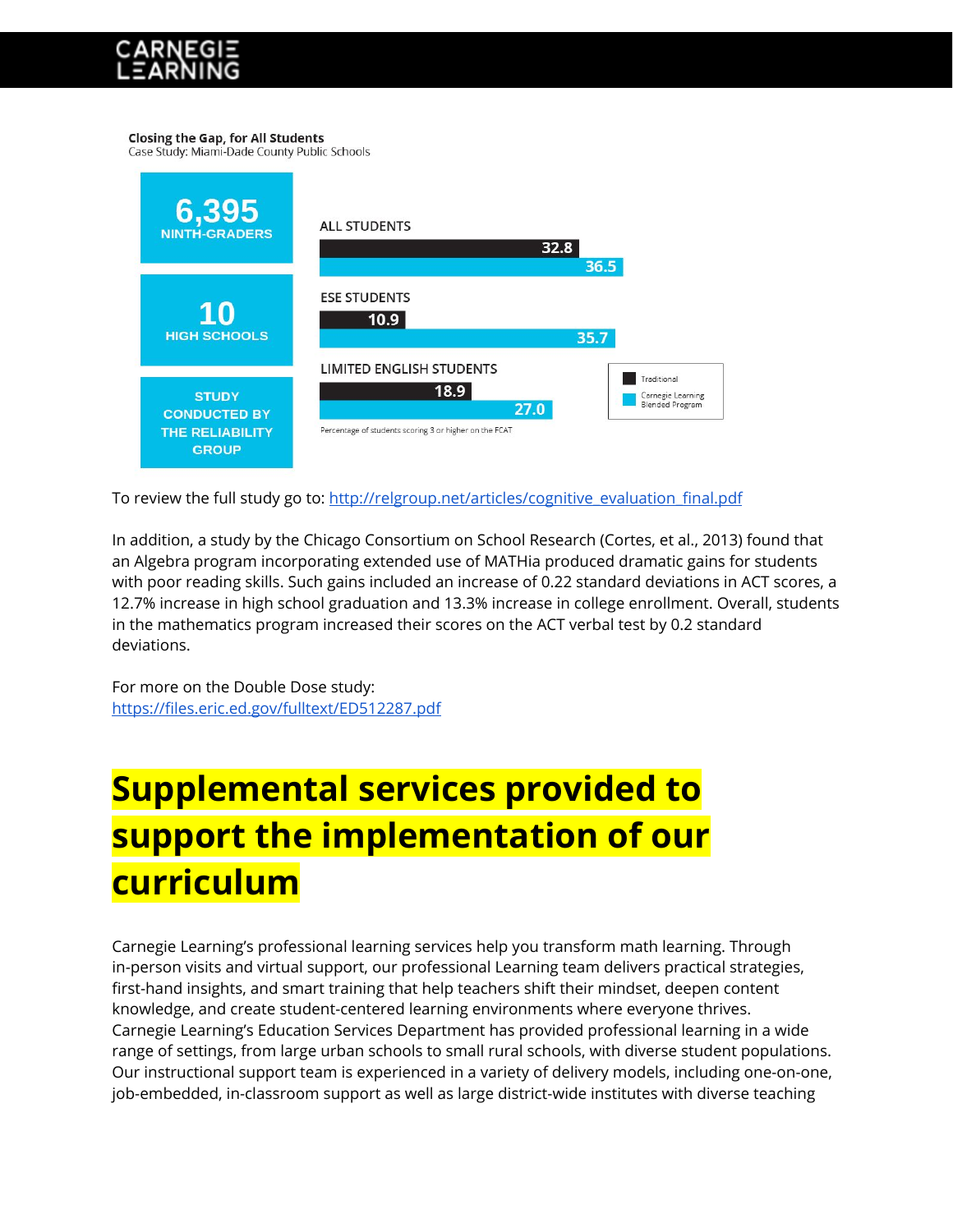**Closing the Gap, for All Students**
Case Study: Miami-Dade County Public Schools

**6,395** NINTH-GRADERS

**10** HIGH SCHOOLS

STUDY CONDUCTED BY THE RELIABILITY GROUP

| Group | Traditional | Carnegie Learning Blended Program |
|---|---|---|
| ALL STUDENTS | 32.8 | 36.5 |
| ESE STUDENTS | 10.9 | 35.7 |
| LIMITED ENGLISH STUDENTS | 18.9 | 27.0 |

Percentage of students scoring 3 or higher on the FCAT

To review the full study go to: [http://relgroup.net/articles/cognitive_evaluation_final.pdf](http://relgroup.net/articles/cognitive_evaluation_final.pdf)

In addition, a study by the Chicago Consortium on School Research (Cortes, et al., 2013) found that an Algebra program incorporating extended use of MATHia produced dramatic gains for students with poor reading skills. Such gains included an increase of 0.22 standard deviations in ACT scores, a 12.7% increase in high school graduation and 13.3% increase in college enrollment. Overall, students in the mathematics program increased their scores on the ACT verbal test by 0.2 standard deviations.

For more on the Double Dose study:
[https://files.eric.ed.gov/fulltext/ED512287.pdf](https://files.eric.ed.gov/fulltext/ED512287.pdf)

# Supplemental services provided to support the implementation of our curriculum

Carnegie Learning's professional learning services help you transform math learning. Through in-person visits and virtual support, our professional Learning team delivers practical strategies, first-hand insights, and smart training that help teachers shift their mindset, deepen content knowledge, and create student-centered learning environments where everyone thrives. Carnegie Learning's Education Services Department has provided professional learning in a wide range of settings, from large urban schools to small rural schools, with diverse student populations. Our instructional support team is experienced in a variety of delivery models, including one-on-one, job-embedded, in-classroom support as well as large district-wide institutes with diverse teaching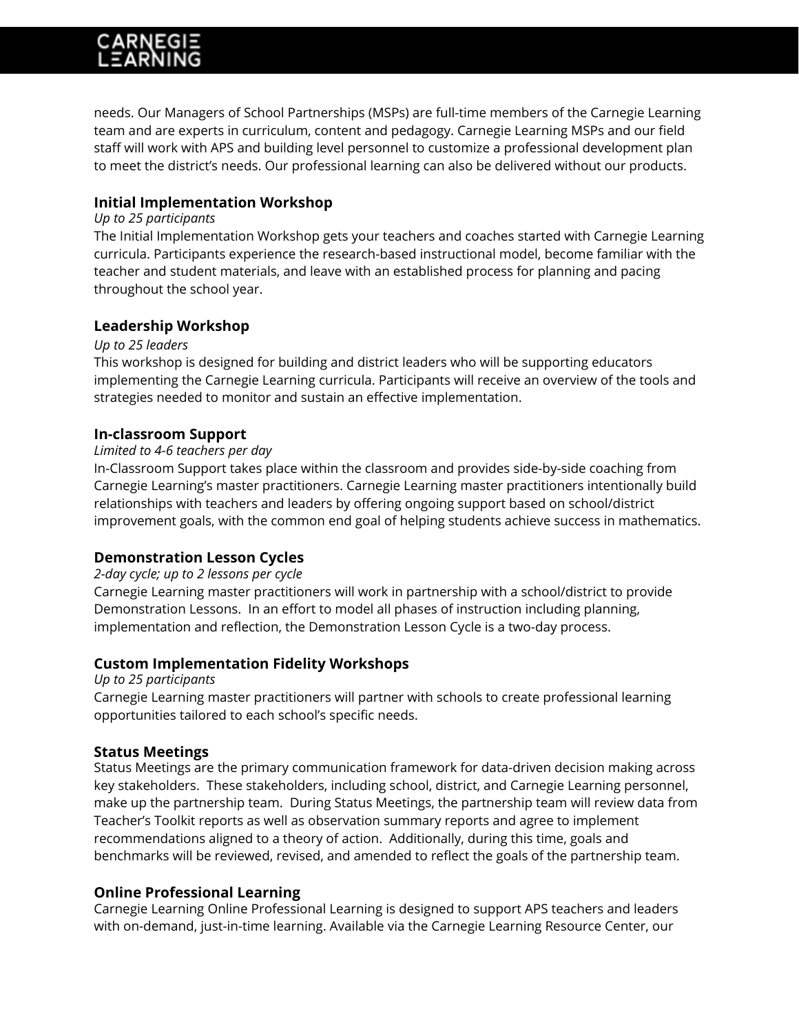needs. Our Managers of School Partnerships (MSPs) are full-time members of the Carnegie Learning team and are experts in curriculum, content and pedagogy. Carnegie Learning MSPs and our field staff will work with APS and building level personnel to customize a professional development plan to meet the district's needs. Our professional learning can also be delivered without our products.

### Initial Implementation Workshop

*Up to 25 participants*

The Initial Implementation Workshop gets your teachers and coaches started with Carnegie Learning curricula. Participants experience the research-based instructional model, become familiar with the teacher and student materials, and leave with an established process for planning and pacing throughout the school year.

### Leadership Workshop

*Up to 25 leaders*

This workshop is designed for building and district leaders who will be supporting educators implementing the Carnegie Learning curricula. Participants will receive an overview of the tools and strategies needed to monitor and sustain an effective implementation.

### In-classroom Support

*Limited to 4-6 teachers per day*

In-Classroom Support takes place within the classroom and provides side-by-side coaching from Carnegie Learning's master practitioners. Carnegie Learning master practitioners intentionally build relationships with teachers and leaders by offering ongoing support based on school/district improvement goals, with the common end goal of helping students achieve success in mathematics.

### Demonstration Lesson Cycles

*2-day cycle; up to 2 lessons per cycle*

Carnegie Learning master practitioners will work in partnership with a school/district to provide Demonstration Lessons. In an effort to model all phases of instruction including planning, implementation and reflection, the Demonstration Lesson Cycle is a two-day process.

### Custom Implementation Fidelity Workshops

*Up to 25 participants*

Carnegie Learning master practitioners will partner with schools to create professional learning opportunities tailored to each school's specific needs.

### Status Meetings

Status Meetings are the primary communication framework for data-driven decision making across key stakeholders. These stakeholders, including school, district, and Carnegie Learning personnel, make up the partnership team. During Status Meetings, the partnership team will review data from Teacher's Toolkit reports as well as observation summary reports and agree to implement recommendations aligned to a theory of action. Additionally, during this time, goals and benchmarks will be reviewed, revised, and amended to reflect the goals of the partnership team.

### Online Professional Learning

Carnegie Learning Online Professional Learning is designed to support APS teachers and leaders with on-demand, just-in-time learning. Available via the Carnegie Learning Resource Center, our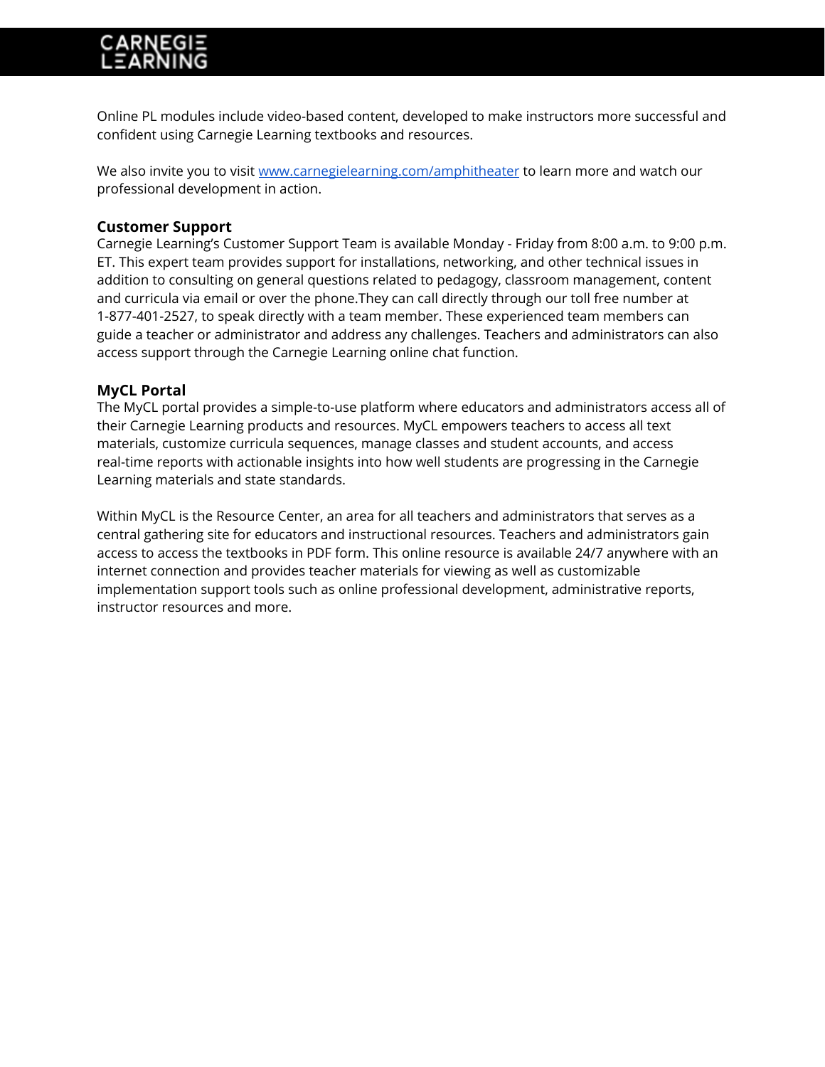Online PL modules include video-based content, developed to make instructors more successful and confident using Carnegie Learning textbooks and resources.

We also invite you to visit [www.carnegielearning.com/amphitheater](http://www.carnegielearning.com/amphitheater) to learn more and watch our professional development in action.

### Customer Support

Carnegie Learning's Customer Support Team is available Monday - Friday from 8:00 a.m. to 9:00 p.m. ET. This expert team provides support for installations, networking, and other technical issues in addition to consulting on general questions related to pedagogy, classroom management, content and curricula via email or over the phone.They can call directly through our toll free number at 1-877-401-2527, to speak directly with a team member. These experienced team members can guide a teacher or administrator and address any challenges. Teachers and administrators can also access support through the Carnegie Learning online chat function.

### MyCL Portal

The MyCL portal provides a simple-to-use platform where educators and administrators access all of their Carnegie Learning products and resources. MyCL empowers teachers to access all text materials, customize curricula sequences, manage classes and student accounts, and access real-time reports with actionable insights into how well students are progressing in the Carnegie Learning materials and state standards.

Within MyCL is the Resource Center, an area for all teachers and administrators that serves as a central gathering site for educators and instructional resources. Teachers and administrators gain access to access the textbooks in PDF form. This online resource is available 24/7 anywhere with an internet connection and provides teacher materials for viewing as well as customizable implementation support tools such as online professional development, administrative reports, instructor resources and more.